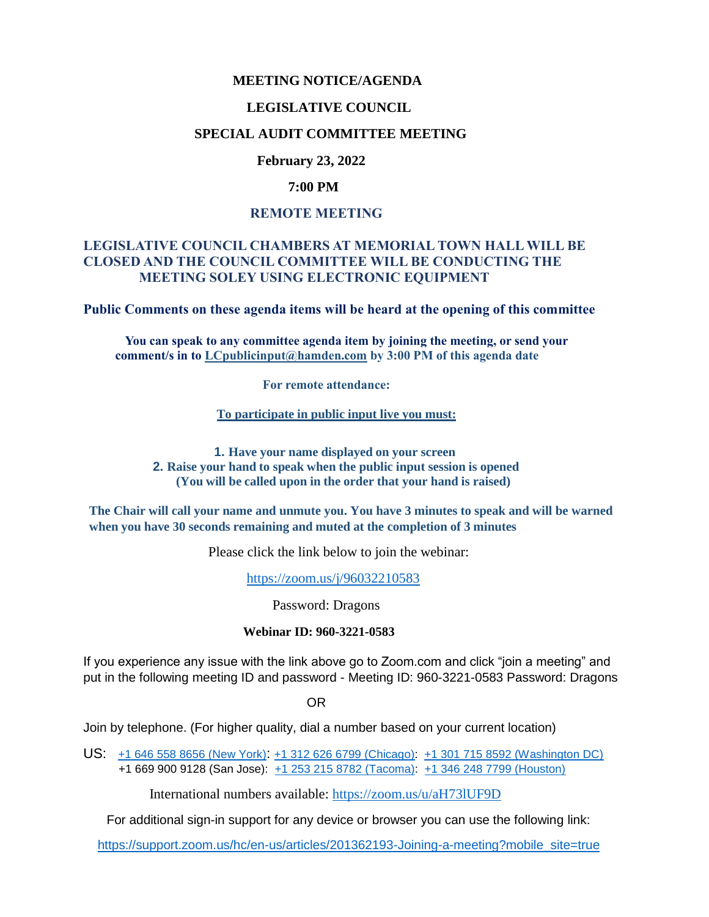**MEETING NOTICE/AGENDA**

**LEGISLATIVE COUNCIL**

**SPECIAL AUDIT COMMITTEE MEETING**

**February 23, 2022**

**7:00 PM**

**REMOTE MEETING**

**LEGISLATIVE COUNCIL CHAMBERS AT MEMORIAL TOWN HALL WILL BE CLOSED AND THE COUNCIL COMMITTEE WILL BE CONDUCTING THE MEETING SOLEY USING ELECTRONIC EQUIPMENT**

**Public Comments on these agenda items will be heard at the opening of this committee**

**You can speak to any committee agenda item by joining the meeting, or send your comment/s in to LCpublicinput@hamden.com by 3:00 PM of this agenda date**

**For remote attendance:**

**To participate in public input live you must:**

1. **Have your name displayed on your screen**
2. **Raise your hand to speak when the public input session is opened (You will be called upon in the order that your hand is raised)**

**The Chair will call your name and unmute you. You have 3 minutes to speak and will be warned when you have 30 seconds remaining and muted at the completion of 3 minutes**

Please click the link below to join the webinar:

https://zoom.us/j/96032210583

Password: Dragons

**Webinar ID: 960-3221-0583**

If you experience any issue with the link above go to Zoom.com and click "join a meeting" and put in the following meeting ID and password - Meeting ID: 960-3221-0583 Password: Dragons

OR

Join by telephone. (For higher quality, dial a number based on your current location)

US: +1 646 558 8656 (New York): +1 312 626 6799 (Chicago): +1 301 715 8592 (Washington DC) +1 669 900 9128 (San Jose): +1 253 215 8782 (Tacoma): +1 346 248 7799 (Houston)

International numbers available: https://zoom.us/u/aH73lUF9D

For additional sign-in support for any device or browser you can use the following link:

https://support.zoom.us/hc/en-us/articles/201362193-Joining-a-meeting?mobile_site=true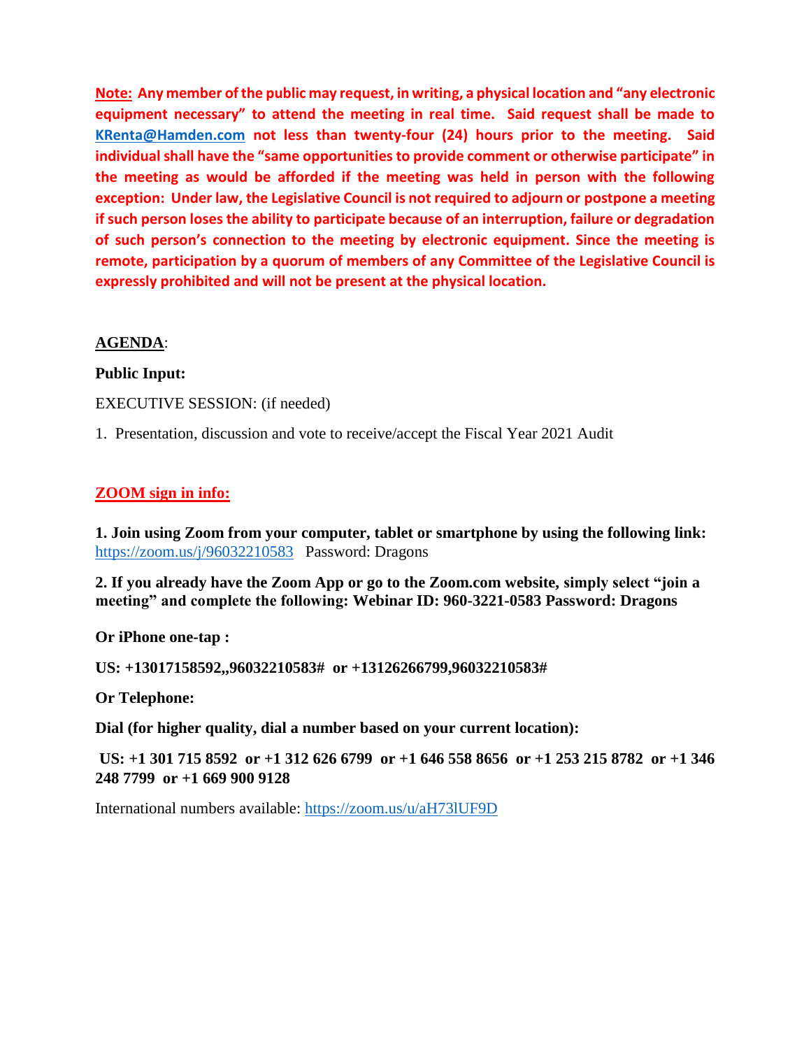**Note: Any member of the public may request, in writing, a physical location and "any electronic equipment necessary" to attend the meeting in real time. Said request shall be made to KRenta@Hamden.com not less than twenty-four (24) hours prior to the meeting. Said individual shall have the "same opportunities to provide comment or otherwise participate" in the meeting as would be afforded if the meeting was held in person with the following exception: Under law, the Legislative Council is not required to adjourn or postpone a meeting if such person loses the ability to participate because of an interruption, failure or degradation of such person's connection to the meeting by electronic equipment. Since the meeting is remote, participation by a quorum of members of any Committee of the Legislative Council is expressly prohibited and will not be present at the physical location.**

**AGENDA**:

**Public Input:**

EXECUTIVE SESSION: (if needed)

1. Presentation, discussion and vote to receive/accept the Fiscal Year 2021 Audit

**ZOOM sign in info:**

**1. Join using Zoom from your computer, tablet or smartphone by using the following link:** https://zoom.us/j/96032210583 Password: Dragons

**2. If you already have the Zoom App or go to the Zoom.com website, simply select "join a meeting" and complete the following: Webinar ID: 960-3221-0583 Password: Dragons**

**Or iPhone one-tap :**

**US: +13017158592,,96032210583# or +13126266799,96032210583#**

**Or Telephone:**

**Dial (for higher quality, dial a number based on your current location):**

**US: +1 301 715 8592 or +1 312 626 6799 or +1 646 558 8656 or +1 253 215 8782 or +1 346 248 7799 or +1 669 900 9128**

International numbers available: https://zoom.us/u/aH73lUF9D